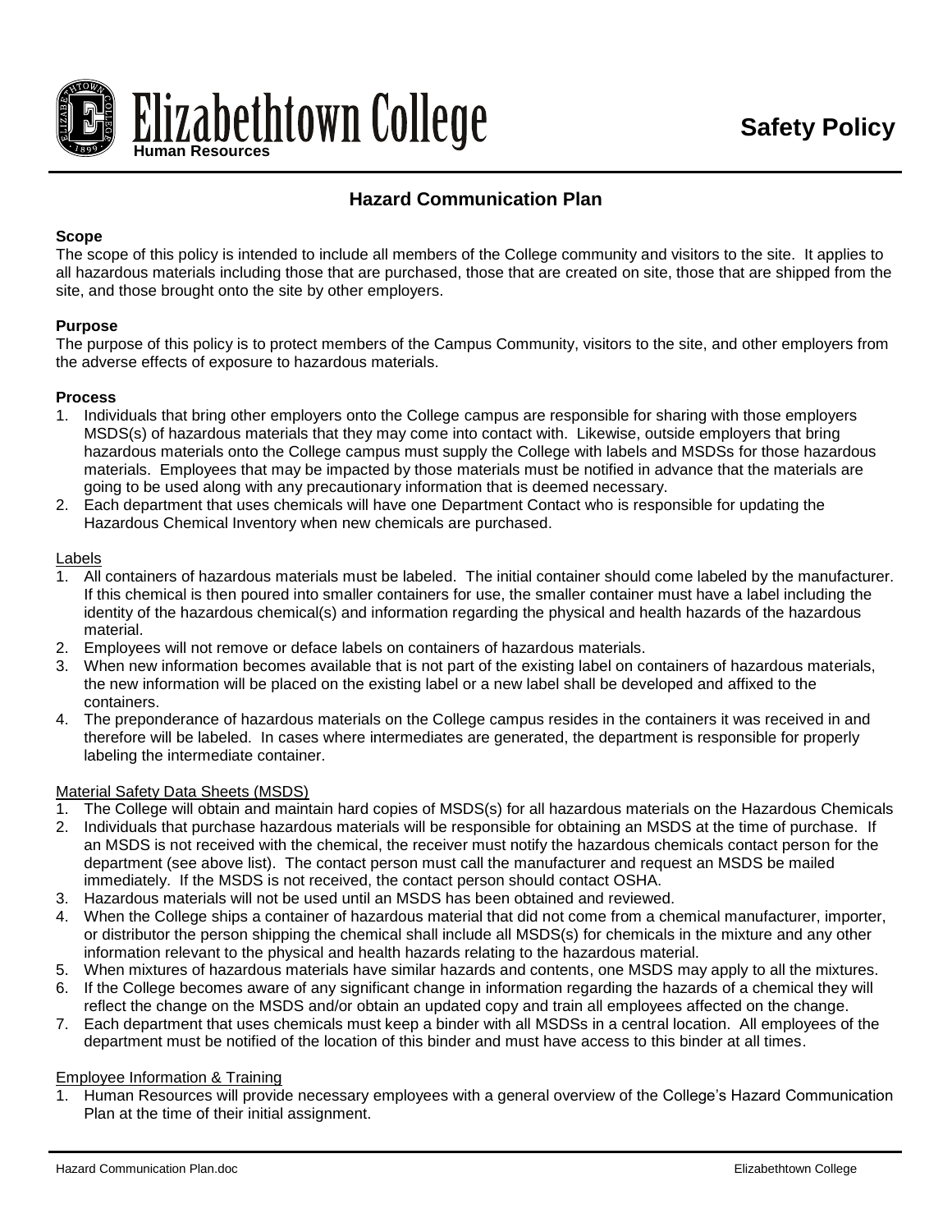Elizabethtown College
Human Resources

**Safety Policy**

# Hazard Communication Plan

**Scope**

The scope of this policy is intended to include all members of the College community and visitors to the site. It applies to all hazardous materials including those that are purchased, those that are created on site, those that are shipped from the site, and those brought onto the site by other employers.

**Purpose**

The purpose of this policy is to protect members of the Campus Community, visitors to the site, and other employers from the adverse effects of exposure to hazardous materials.

**Process**

1. Individuals that bring other employers onto the College campus are responsible for sharing with those employers MSDS(s) of hazardous materials that they may come into contact with. Likewise, outside employers that bring hazardous materials onto the College campus must supply the College with labels and MSDSs for those hazardous materials. Employees that may be impacted by those materials must be notified in advance that the materials are going to be used along with any precautionary information that is deemed necessary.
2. Each department that uses chemicals will have one Department Contact who is responsible for updating the Hazardous Chemical Inventory when new chemicals are purchased.

<u>Labels</u>

1. All containers of hazardous materials must be labeled. The initial container should come labeled by the manufacturer. If this chemical is then poured into smaller containers for use, the smaller container must have a label including the identity of the hazardous chemical(s) and information regarding the physical and health hazards of the hazardous material.
2. Employees will not remove or deface labels on containers of hazardous materials.
3. When new information becomes available that is not part of the existing label on containers of hazardous materials, the new information will be placed on the existing label or a new label shall be developed and affixed to the containers.
4. The preponderance of hazardous materials on the College campus resides in the containers it was received in and therefore will be labeled. In cases where intermediates are generated, the department is responsible for properly labeling the intermediate container.

<u>Material Safety Data Sheets (MSDS)</u>

1. The College will obtain and maintain hard copies of MSDS(s) for all hazardous materials on the Hazardous Chemicals
2. Individuals that purchase hazardous materials will be responsible for obtaining an MSDS at the time of purchase. If an MSDS is not received with the chemical, the receiver must notify the hazardous chemicals contact person for the department (see above list). The contact person must call the manufacturer and request an MSDS be mailed immediately. If the MSDS is not received, the contact person should contact OSHA.
3. Hazardous materials will not be used until an MSDS has been obtained and reviewed.
4. When the College ships a container of hazardous material that did not come from a chemical manufacturer, importer, or distributor the person shipping the chemical shall include all MSDS(s) for chemicals in the mixture and any other information relevant to the physical and health hazards relating to the hazardous material.
5. When mixtures of hazardous materials have similar hazards and contents, one MSDS may apply to all the mixtures.
6. If the College becomes aware of any significant change in information regarding the hazards of a chemical they will reflect the change on the MSDS and/or obtain an updated copy and train all employees affected on the change.
7. Each department that uses chemicals must keep a binder with all MSDSs in a central location. All employees of the department must be notified of the location of this binder and must have access to this binder at all times.

<u>Employee Information & Training</u>

1. Human Resources will provide necessary employees with a general overview of the College's Hazard Communication Plan at the time of their initial assignment.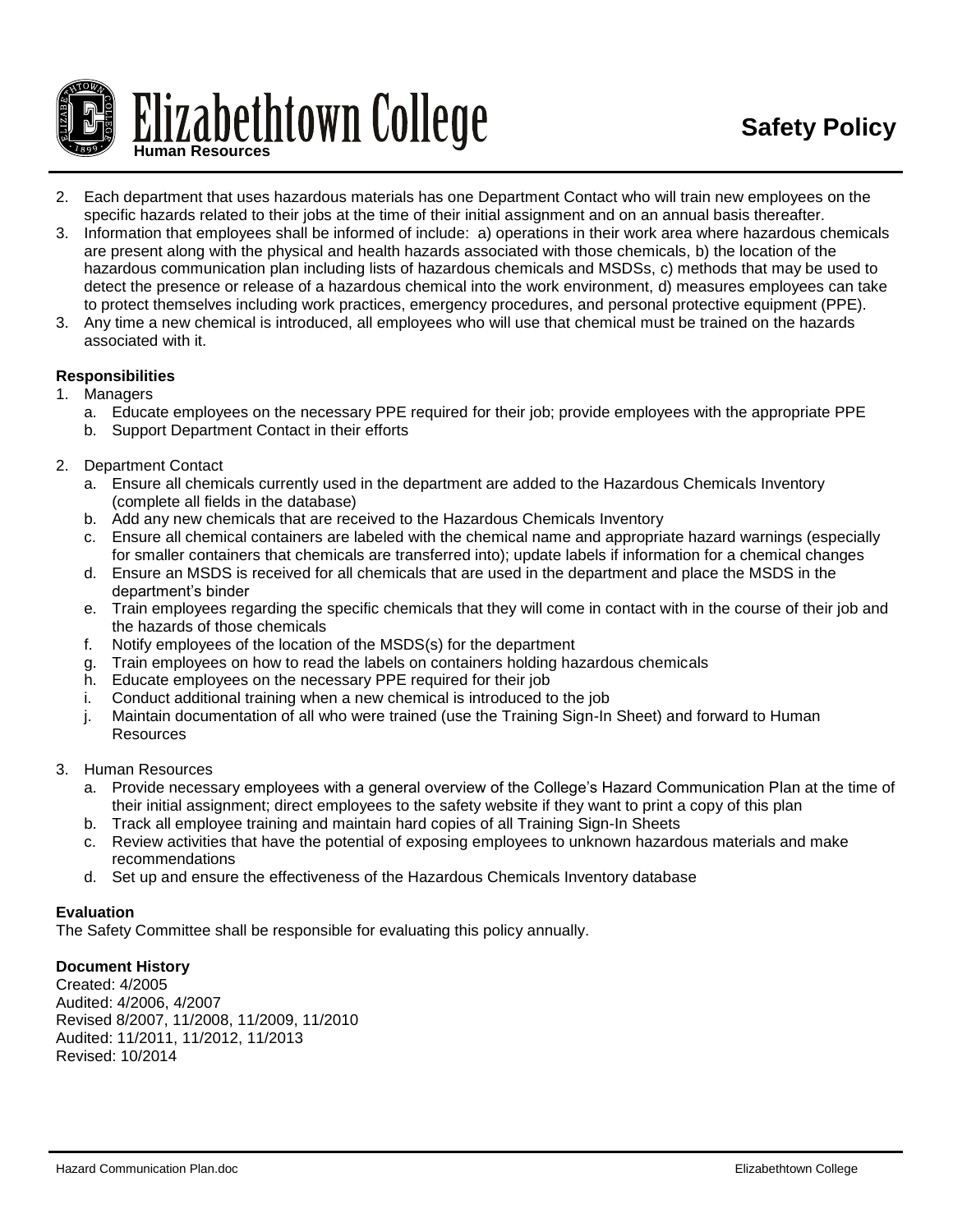2. Each department that uses hazardous materials has one Department Contact who will train new employees on the specific hazards related to their jobs at the time of their initial assignment and on an annual basis thereafter.
3. Information that employees shall be informed of include: a) operations in their work area where hazardous chemicals are present along with the physical and health hazards associated with those chemicals, b) the location of the hazardous communication plan including lists of hazardous chemicals and MSDSs, c) methods that may be used to detect the presence or release of a hazardous chemical into the work environment, d) measures employees can take to protect themselves including work practices, emergency procedures, and personal protective equipment (PPE).
3. Any time a new chemical is introduced, all employees who will use that chemical must be trained on the hazards associated with it.

**Responsibilities**

1. Managers
   a. Educate employees on the necessary PPE required for their job; provide employees with the appropriate PPE
   b. Support Department Contact in their efforts

2. Department Contact
   a. Ensure all chemicals currently used in the department are added to the Hazardous Chemicals Inventory (complete all fields in the database)
   b. Add any new chemicals that are received to the Hazardous Chemicals Inventory
   c. Ensure all chemical containers are labeled with the chemical name and appropriate hazard warnings (especially for smaller containers that chemicals are transferred into); update labels if information for a chemical changes
   d. Ensure an MSDS is received for all chemicals that are used in the department and place the MSDS in the department's binder
   e. Train employees regarding the specific chemicals that they will come in contact with in the course of their job and the hazards of those chemicals
   f. Notify employees of the location of the MSDS(s) for the department
   g. Train employees on how to read the labels on containers holding hazardous chemicals
   h. Educate employees on the necessary PPE required for their job
   i. Conduct additional training when a new chemical is introduced to the job
   j. Maintain documentation of all who were trained (use the Training Sign-In Sheet) and forward to Human Resources

3. Human Resources
   a. Provide necessary employees with a general overview of the College's Hazard Communication Plan at the time of their initial assignment; direct employees to the safety website if they want to print a copy of this plan
   b. Track all employee training and maintain hard copies of all Training Sign-In Sheets
   c. Review activities that have the potential of exposing employees to unknown hazardous materials and make recommendations
   d. Set up and ensure the effectiveness of the Hazardous Chemicals Inventory database

**Evaluation**

The Safety Committee shall be responsible for evaluating this policy annually.

**Document History**

Created: 4/2005
Audited: 4/2006, 4/2007
Revised 8/2007, 11/2008, 11/2009, 11/2010
Audited: 11/2011, 11/2012, 11/2013
Revised: 10/2014